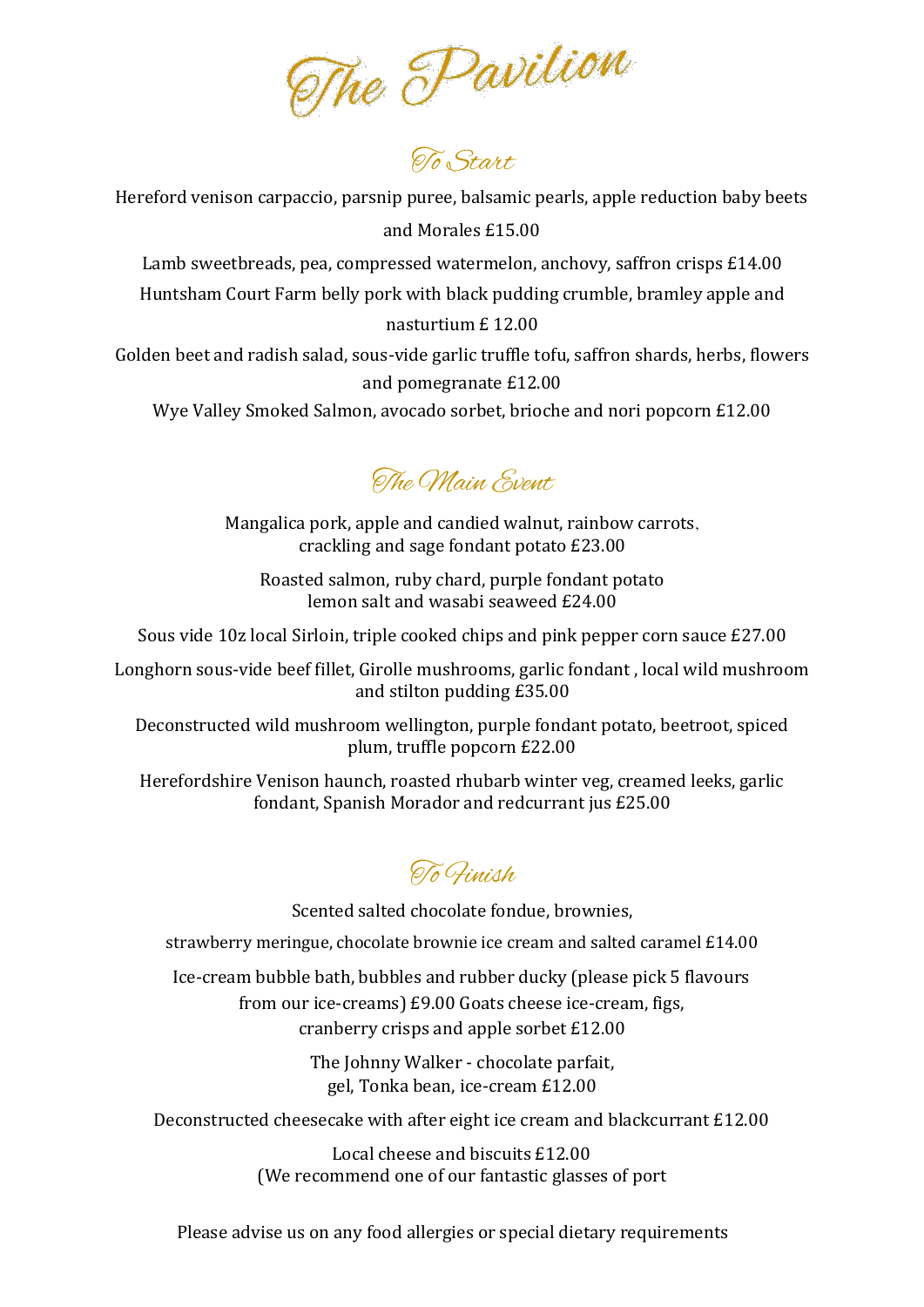# The Pavilion

## To Start

Hereford venison carpaccio, parsnip puree, balsamic pearls, apple reduction baby beets and Morales £15.00

Lamb sweetbreads, pea, compressed watermelon, anchovy, saffron crisps £14.00

Huntsham Court Farm belly pork with black pudding crumble, bramley apple and nasturtium £ 12.00

Golden beet and radish salad, sous-vide garlic truffle tofu, saffron shards, herbs, flowers and pomegranate £12.00

Wye Valley Smoked Salmon, avocado sorbet, brioche and nori popcorn £12.00

## The Main Event

Mangalica pork, apple and candied walnut, rainbow carrots, crackling and sage fondant potato £23.00

Roasted salmon, ruby chard, purple fondant potato lemon salt and wasabi seaweed £24.00

Sous vide 10z local Sirloin, triple cooked chips and pink pepper corn sauce £27.00

Longhorn sous-vide beef fillet, Girolle mushrooms, garlic fondant , local wild mushroom and stilton pudding £35.00

Deconstructed wild mushroom wellington, purple fondant potato, beetroot, spiced plum, truffle popcorn £22.00

Herefordshire Venison haunch, roasted rhubarb winter veg, creamed leeks, garlic fondant, Spanish Morador and redcurrant jus £25.00

## To Finish

Scented salted chocolate fondue, brownies, strawberry meringue, chocolate brownie ice cream and salted caramel £14.00

Ice-cream bubble bath, bubbles and rubber ducky (please pick 5 flavours from our ice-creams) £9.00 Goats cheese ice-cream, figs, cranberry crisps and apple sorbet £12.00

The Johnny Walker - chocolate parfait, gel, Tonka bean, ice-cream £12.00

Deconstructed cheesecake with after eight ice cream and blackcurrant £12.00

Local cheese and biscuits £12.00
(We recommend one of our fantastic glasses of port

Please advise us on any food allergies or special dietary requirements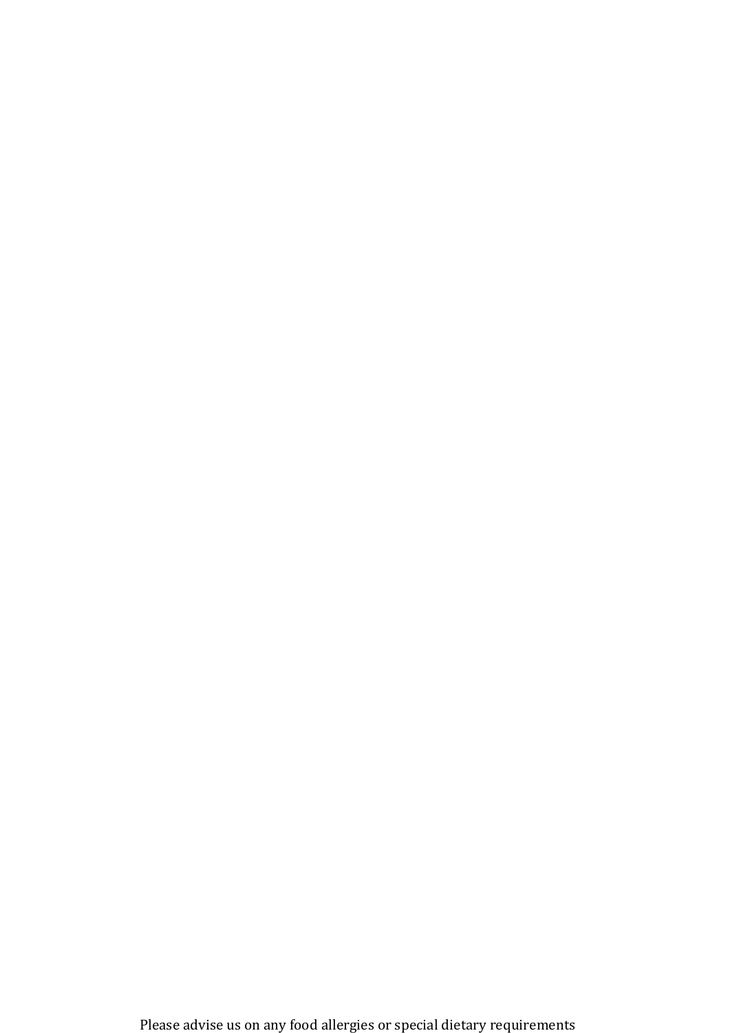Please advise us on any food allergies or special dietary requirements